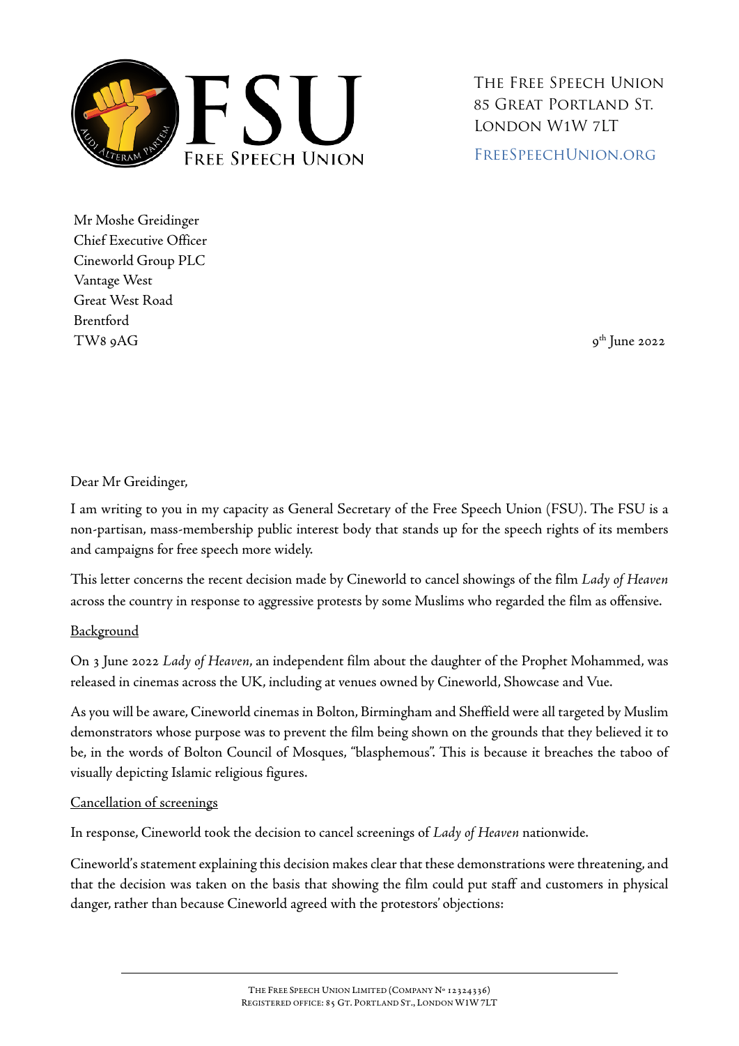The Free Speech Union
85 Great Portland St.
London W1W 7LT

FreeSpeechUnion.org

Mr Moshe Greidinger
Chief Executive Officer
Cineworld Group PLC
Vantage West
Great West Road
Brentford
TW8 9AG

9th June 2022

Dear Mr Greidinger,

I am writing to you in my capacity as General Secretary of the Free Speech Union (FSU). The FSU is a non-partisan, mass-membership public interest body that stands up for the speech rights of its members and campaigns for free speech more widely.

This letter concerns the recent decision made by Cineworld to cancel showings of the film *Lady of Heaven* across the country in response to aggressive protests by some Muslims who regarded the film as offensive.

## Background

On 3 June 2022 *Lady of Heaven*, an independent film about the daughter of the Prophet Mohammed, was released in cinemas across the UK, including at venues owned by Cineworld, Showcase and Vue.

As you will be aware, Cineworld cinemas in Bolton, Birmingham and Sheffield were all targeted by Muslim demonstrators whose purpose was to prevent the film being shown on the grounds that they believed it to be, in the words of Bolton Council of Mosques, "blasphemous". This is because it breaches the taboo of visually depicting Islamic religious figures.

## Cancellation of screenings

In response, Cineworld took the decision to cancel screenings of *Lady of Heaven* nationwide.

Cineworld's statement explaining this decision makes clear that these demonstrations were threatening, and that the decision was taken on the basis that showing the film could put staff and customers in physical danger, rather than because Cineworld agreed with the protestors' objections: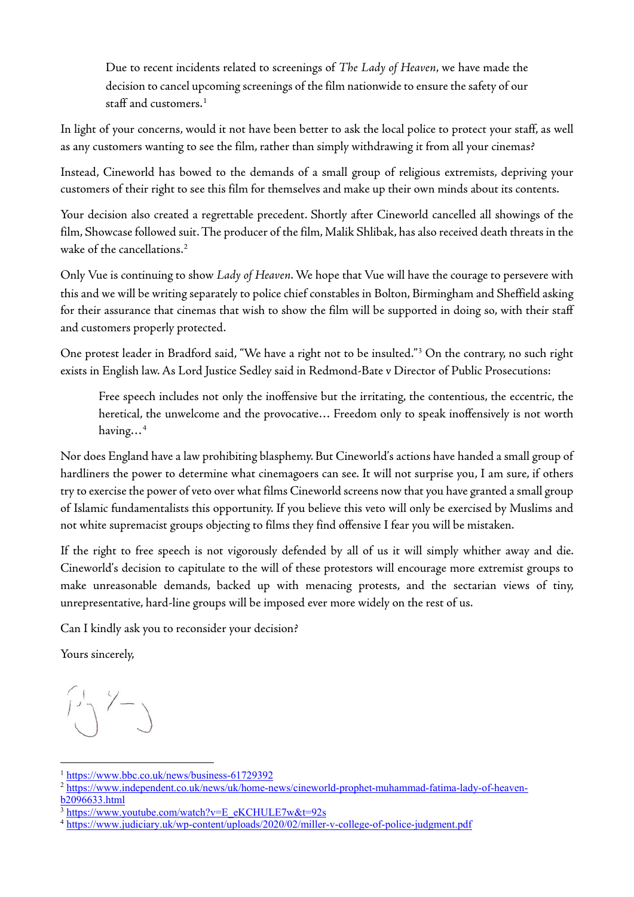> Due to recent incidents related to screenings of *The Lady of Heaven*, we have made the decision to cancel upcoming screenings of the film nationwide to ensure the safety of our staff and customers.[1]

In light of your concerns, would it not have been better to ask the local police to protect your staff, as well as any customers wanting to see the film, rather than simply withdrawing it from all your cinemas?

Instead, Cineworld has bowed to the demands of a small group of religious extremists, depriving your customers of their right to see this film for themselves and make up their own minds about its contents.

Your decision also created a regrettable precedent. Shortly after Cineworld cancelled all showings of the film, Showcase followed suit. The producer of the film, Malik Shlibak, has also received death threats in the wake of the cancellations.[2]

Only Vue is continuing to show *Lady of Heaven*. We hope that Vue will have the courage to persevere with this and we will be writing separately to police chief constables in Bolton, Birmingham and Sheffield asking for their assurance that cinemas that wish to show the film will be supported in doing so, with their staff and customers properly protected.

One protest leader in Bradford said, "We have a right not to be insulted."[3] On the contrary, no such right exists in English law. As Lord Justice Sedley said in Redmond-Bate v Director of Public Prosecutions:

> Free speech includes not only the inoffensive but the irritating, the contentious, the eccentric, the heretical, the unwelcome and the provocative… Freedom only to speak inoffensively is not worth having…[4]

Nor does England have a law prohibiting blasphemy. But Cineworld's actions have handed a small group of hardliners the power to determine what cinemagoers can see. It will not surprise you, I am sure, if others try to exercise the power of veto over what films Cineworld screens now that you have granted a small group of Islamic fundamentalists this opportunity. If you believe this veto will only be exercised by Muslims and not white supremacist groups objecting to films they find offensive I fear you will be mistaken.

If the right to free speech is not vigorously defended by all of us it will simply whither away and die. Cineworld's decision to capitulate to the will of these protestors will encourage more extremist groups to make unreasonable demands, backed up with menacing protests, and the sectarian views of tiny, unrepresentative, hard-line groups will be imposed ever more widely on the rest of us.

Can I kindly ask you to reconsider your decision?

Yours sincerely,

---

[1] https://www.bbc.co.uk/news/business-61729392

[2] https://www.independent.co.uk/news/uk/home-news/cineworld-prophet-muhammad-fatima-lady-of-heaven-b2096633.html

[3] https://www.youtube.com/watch?v=E_eKCHULE7w&t=92s

[4] https://www.judiciary.uk/wp-content/uploads/2020/02/miller-v-college-of-police-judgment.pdf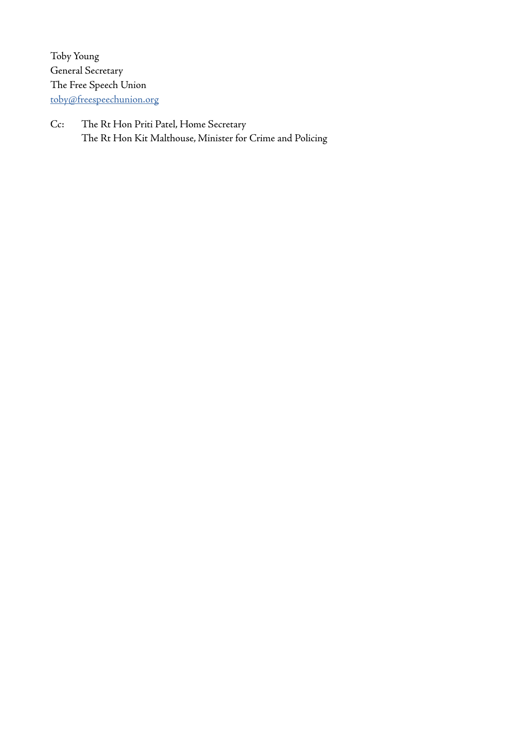Toby Young
General Secretary
The Free Speech Union
[toby@freespeechunion.org](mailto:toby@freespeechunion.org)

Cc: The Rt Hon Priti Patel, Home Secretary
The Rt Hon Kit Malthouse, Minister for Crime and Policing